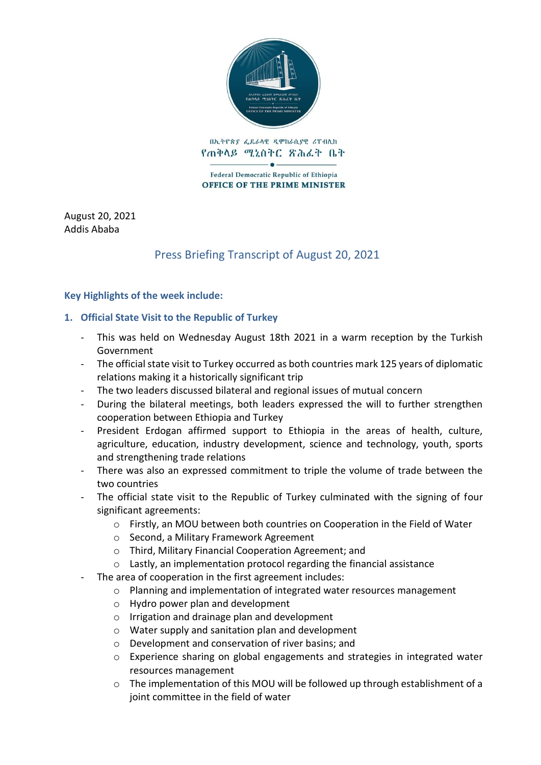በኢትዮጵያ ፌዴራላዊ ዲሞክራሲያዊ ሪፐብሊክ
የጠቅላይ ሚኒስትር ጽሕፈት ቤት

Federal Democratic Republic of Ethiopia
**OFFICE OF THE PRIME MINISTER**

August 20, 2021
Addis Ababa

# Press Briefing Transcript of August 20, 2021

**Key Highlights of the week include:**

## 1. Official State Visit to the Republic of Turkey

- This was held on Wednesday August 18th 2021 in a warm reception by the Turkish Government
- The official state visit to Turkey occurred as both countries mark 125 years of diplomatic relations making it a historically significant trip
- The two leaders discussed bilateral and regional issues of mutual concern
- During the bilateral meetings, both leaders expressed the will to further strengthen cooperation between Ethiopia and Turkey
- President Erdogan affirmed support to Ethiopia in the areas of health, culture, agriculture, education, industry development, science and technology, youth, sports and strengthening trade relations
- There was also an expressed commitment to triple the volume of trade between the two countries
- The official state visit to the Republic of Turkey culminated with the signing of four significant agreements:
    - Firstly, an MOU between both countries on Cooperation in the Field of Water
    - Second, a Military Framework Agreement
    - Third, Military Financial Cooperation Agreement; and
    - Lastly, an implementation protocol regarding the financial assistance
- The area of cooperation in the first agreement includes:
    - Planning and implementation of integrated water resources management
    - Hydro power plan and development
    - Irrigation and drainage plan and development
    - Water supply and sanitation plan and development
    - Development and conservation of river basins; and
    - Experience sharing on global engagements and strategies in integrated water resources management
    - The implementation of this MOU will be followed up through establishment of a joint committee in the field of water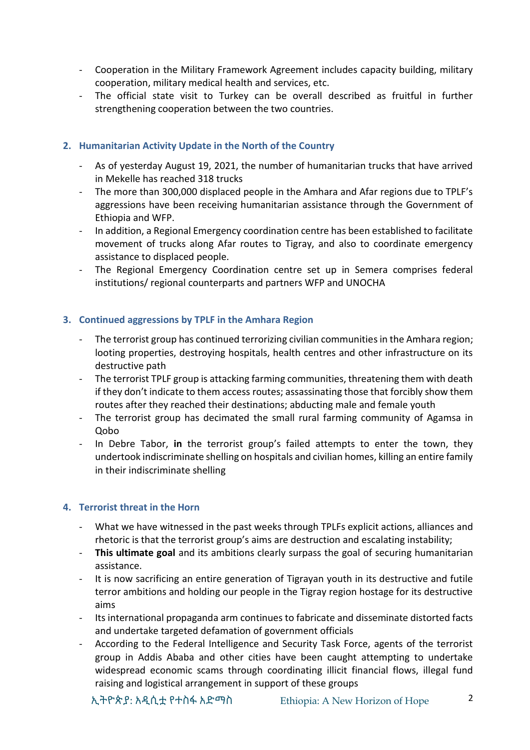- Cooperation in the Military Framework Agreement includes capacity building, military cooperation, military medical health and services, etc.
- The official state visit to Turkey can be overall described as fruitful in further strengthening cooperation between the two countries.

## 2. Humanitarian Activity Update in the North of the Country

- As of yesterday August 19, 2021, the number of humanitarian trucks that have arrived in Mekelle has reached 318 trucks
- The more than 300,000 displaced people in the Amhara and Afar regions due to TPLF's aggressions have been receiving humanitarian assistance through the Government of Ethiopia and WFP.
- In addition, a Regional Emergency coordination centre has been established to facilitate movement of trucks along Afar routes to Tigray, and also to coordinate emergency assistance to displaced people.
- The Regional Emergency Coordination centre set up in Semera comprises federal institutions/ regional counterparts and partners WFP and UNOCHA

## 3. Continued aggressions by TPLF in the Amhara Region

- The terrorist group has continued terrorizing civilian communities in the Amhara region; looting properties, destroying hospitals, health centres and other infrastructure on its destructive path
- The terrorist TPLF group is attacking farming communities, threatening them with death if they don't indicate to them access routes; assassinating those that forcibly show them routes after they reached their destinations; abducting male and female youth
- The terrorist group has decimated the small rural farming community of Agamsa in Qobo
- In Debre Tabor, **in** the terrorist group's failed attempts to enter the town, they undertook indiscriminate shelling on hospitals and civilian homes, killing an entire family in their indiscriminate shelling

## 4. Terrorist threat in the Horn

- What we have witnessed in the past weeks through TPLFs explicit actions, alliances and rhetoric is that the terrorist group's aims are destruction and escalating instability;
- **This ultimate goal** and its ambitions clearly surpass the goal of securing humanitarian assistance.
- It is now sacrificing an entire generation of Tigrayan youth in its destructive and futile terror ambitions and holding our people in the Tigray region hostage for its destructive aims
- Its international propaganda arm continues to fabricate and disseminate distorted facts and undertake targeted defamation of government officials
- According to the Federal Intelligence and Security Task Force, agents of the terrorist group in Addis Ababa and other cities have been caught attempting to undertake widespread economic scams through coordinating illicit financial flows, illegal fund raising and logistical arrangement in support of these groups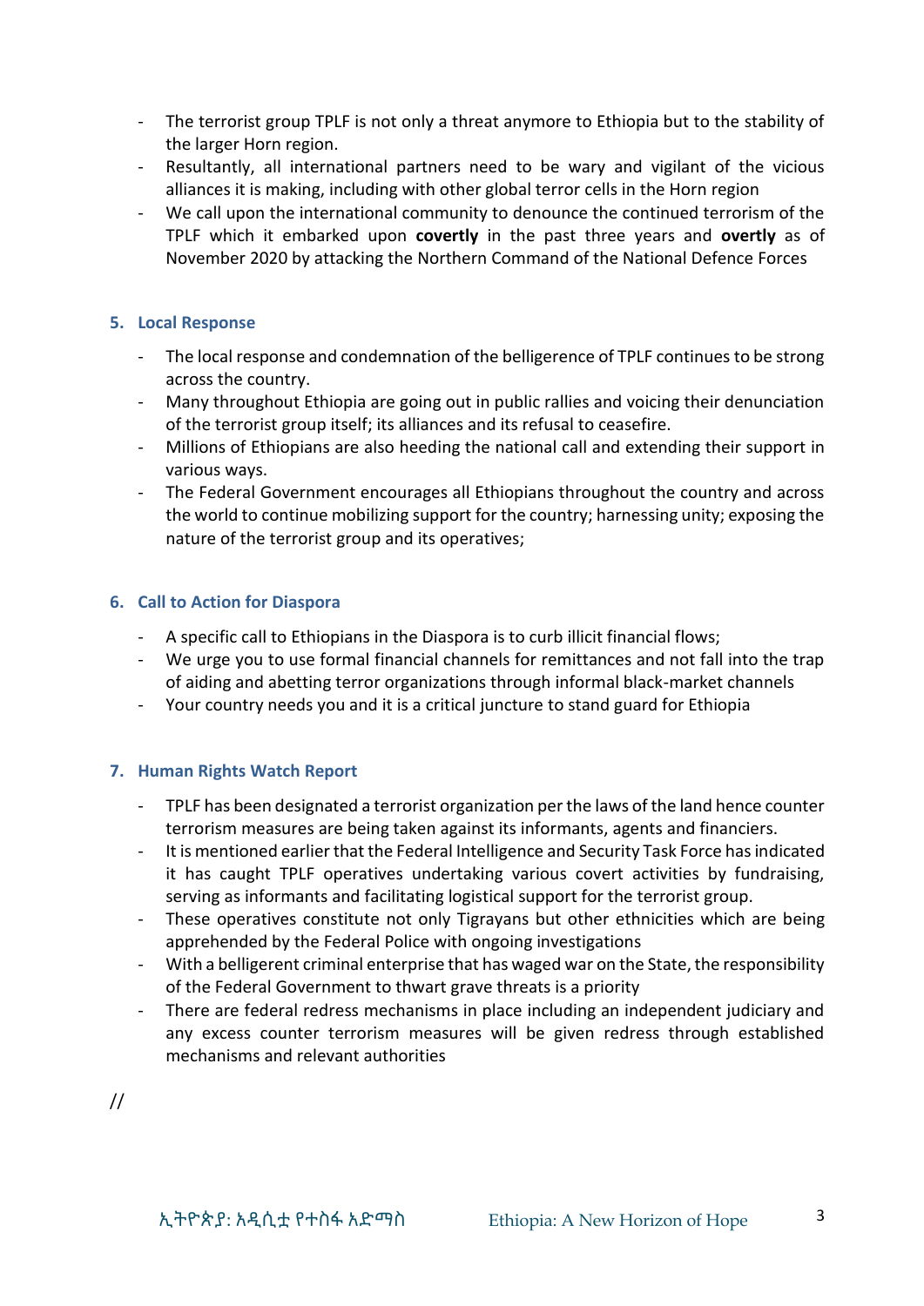- The terrorist group TPLF is not only a threat anymore to Ethiopia but to the stability of the larger Horn region.
- Resultantly, all international partners need to be wary and vigilant of the vicious alliances it is making, including with other global terror cells in the Horn region
- We call upon the international community to denounce the continued terrorism of the TPLF which it embarked upon **covertly** in the past three years and **overtly** as of November 2020 by attacking the Northern Command of the National Defence Forces

## 5. Local Response

- The local response and condemnation of the belligerence of TPLF continues to be strong across the country.
- Many throughout Ethiopia are going out in public rallies and voicing their denunciation of the terrorist group itself; its alliances and its refusal to ceasefire.
- Millions of Ethiopians are also heeding the national call and extending their support in various ways.
- The Federal Government encourages all Ethiopians throughout the country and across the world to continue mobilizing support for the country; harnessing unity; exposing the nature of the terrorist group and its operatives;

## 6. Call to Action for Diaspora

- A specific call to Ethiopians in the Diaspora is to curb illicit financial flows;
- We urge you to use formal financial channels for remittances and not fall into the trap of aiding and abetting terror organizations through informal black-market channels
- Your country needs you and it is a critical juncture to stand guard for Ethiopia

## 7. Human Rights Watch Report

- TPLF has been designated a terrorist organization per the laws of the land hence counter terrorism measures are being taken against its informants, agents and financiers.
- It is mentioned earlier that the Federal Intelligence and Security Task Force has indicated it has caught TPLF operatives undertaking various covert activities by fundraising, serving as informants and facilitating logistical support for the terrorist group.
- These operatives constitute not only Tigrayans but other ethnicities which are being apprehended by the Federal Police with ongoing investigations
- With a belligerent criminal enterprise that has waged war on the State, the responsibility of the Federal Government to thwart grave threats is a priority
- There are federal redress mechanisms in place including an independent judiciary and any excess counter terrorism measures will be given redress through established mechanisms and relevant authorities

//